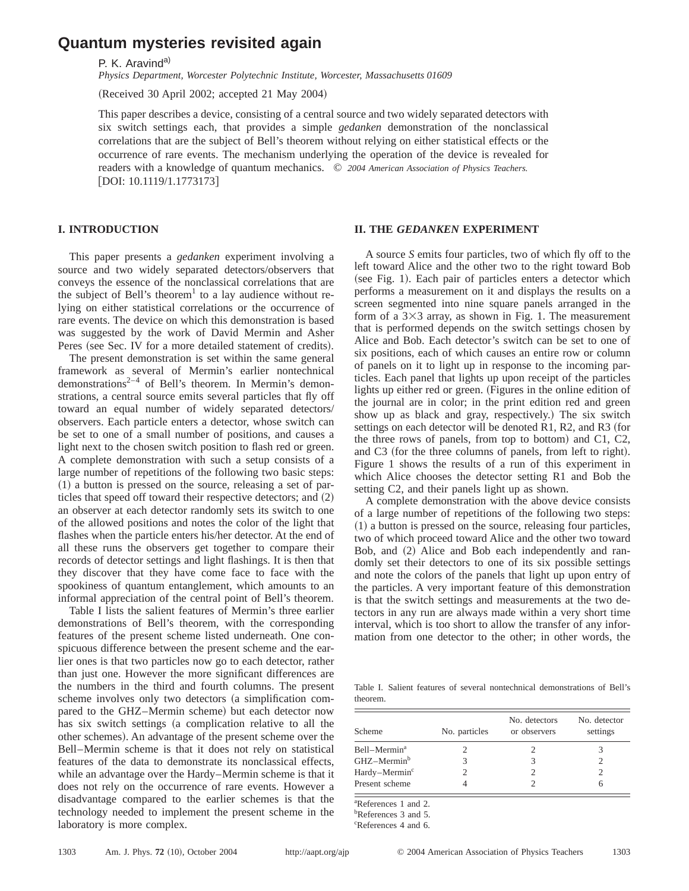# Quantum mysteries revisited again

P. K. Aravind[a)]

*Physics Department, Worcester Polytechnic Institute, Worcester, Massachusetts 01609*

(Received 30 April 2002; accepted 21 May 2004)

This paper describes a device, consisting of a central source and two widely separated detectors with six switch settings each, that provides a simple *gedanken* demonstration of the nonclassical correlations that are the subject of Bell's theorem without relying on either statistical effects or the occurrence of rare events. The mechanism underlying the operation of the device is revealed for readers with a knowledge of quantum mechanics. © *2004 American Association of Physics Teachers.* [DOI: 10.1119/1.1773173]

## I. INTRODUCTION

This paper presents a *gedanken* experiment involving a source and two widely separated detectors/observers that conveys the essence of the nonclassical correlations that are the subject of Bell's theorem[1] to a lay audience without relying on either statistical correlations or the occurrence of rare events. The device on which this demonstration is based was suggested by the work of David Mermin and Asher Peres (see Sec. IV for a more detailed statement of credits).

The present demonstration is set within the same general framework as several of Mermin's earlier nontechnical demonstrations[2–4] of Bell's theorem. In Mermin's demonstrations, a central source emits several particles that fly off toward an equal number of widely separated detectors/observers. Each particle enters a detector, whose switch can be set to one of a small number of positions, and causes a light next to the chosen switch position to flash red or green. A complete demonstration with such a setup consists of a large number of repetitions of the following two basic steps: (1) a button is pressed on the source, releasing a set of particles that speed off toward their respective detectors; and (2) an observer at each detector randomly sets its switch to one of the allowed positions and notes the color of the light that flashes when the particle enters his/her detector. At the end of all these runs the observers get together to compare their records of detector settings and light flashings. It is then that they discover that they have come face to face with the spookiness of quantum entanglement, which amounts to an informal appreciation of the central point of Bell's theorem.

Table I lists the salient features of Mermin's three earlier demonstrations of Bell's theorem, with the corresponding features of the present scheme listed underneath. One conspicuous difference between the present scheme and the earlier ones is that two particles now go to each detector, rather than just one. However the more significant differences are the numbers in the third and fourth columns. The present scheme involves only two detectors (a simplification compared to the GHZ–Mermin scheme) but each detector now has six switch settings (a complication relative to all the other schemes). An advantage of the present scheme over the Bell–Mermin scheme is that it does not rely on statistical features of the data to demonstrate its nonclassical effects, while an advantage over the Hardy–Mermin scheme is that it does not rely on the occurrence of rare events. However a disadvantage compared to the earlier schemes is that the technology needed to implement the present scheme in the laboratory is more complex.

## II. THE *GEDANKEN* EXPERIMENT

A source *S* emits four particles, two of which fly off to the left toward Alice and the other two to the right toward Bob (see Fig. 1). Each pair of particles enters a detector which performs a measurement on it and displays the results on a screen segmented into nine square panels arranged in the form of a 3×3 array, as shown in Fig. 1. The measurement that is performed depends on the switch settings chosen by Alice and Bob. Each detector's switch can be set to one of six positions, each of which causes an entire row or column of panels on it to light up in response to the incoming particles. Each panel that lights up upon receipt of the particles lights up either red or green. (Figures in the online edition of the journal are in color; in the print edition red and green show up as black and gray, respectively.) The six switch settings on each detector will be denoted R1, R2, and R3 (for the three rows of panels, from top to bottom) and C1, C2, and C3 (for the three columns of panels, from left to right). Figure 1 shows the results of a run of this experiment in which Alice chooses the detector setting R1 and Bob the setting C2, and their panels light up as shown.

A complete demonstration with the above device consists of a large number of repetitions of the following two steps: (1) a button is pressed on the source, releasing four particles, two of which proceed toward Alice and the other two toward Bob, and (2) Alice and Bob each independently and randomly set their detectors to one of its six possible settings and note the colors of the panels that light up upon entry of the particles. A very important feature of this demonstration is that the switch settings and measurements at the two detectors in any run are always made within a very short time interval, which is too short to allow the transfer of any information from one detector to the other; in other words, the

Table I. Salient features of several nontechnical demonstrations of Bell's theorem.

| Scheme | No. particles | No. detectors or observers | No. detector settings |
|---|---|---|---|
| Bell–Mermin[a] | 2 | 2 | 3 |
| GHZ–Mermin[b] | 3 | 3 | 2 |
| Hardy–Mermin[c] | 2 | 2 | 2 |
| Present scheme | 4 | 2 | 6 |

[a]References 1 and 2.
[b]References 3 and 5.
[c]References 4 and 6.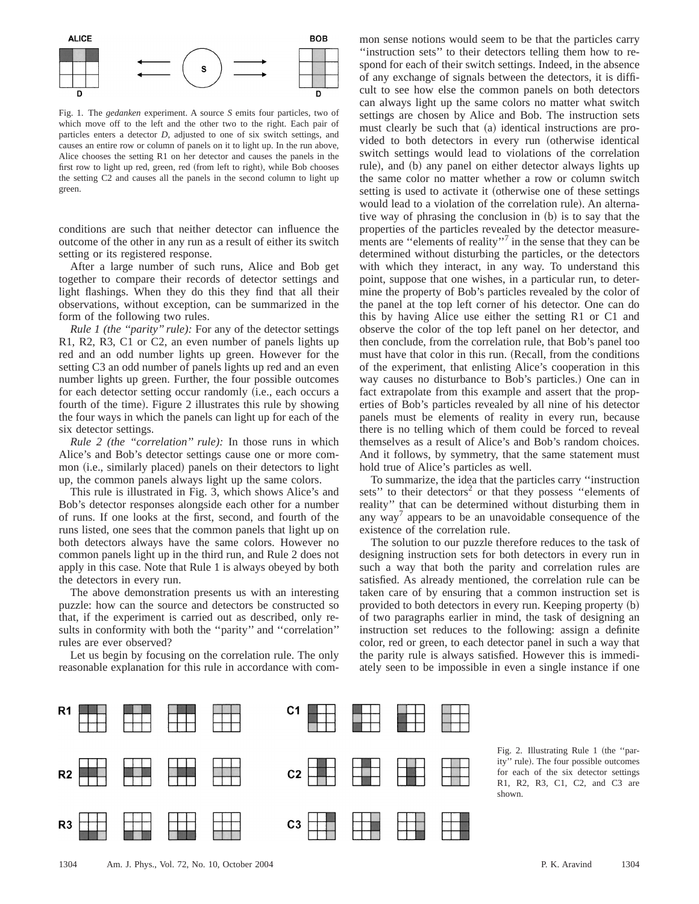Fig. 1. The *gedanken* experiment. A source *S* emits four particles, two of which move off to the left and the other two to the right. Each pair of particles enters a detector *D*, adjusted to one of six switch settings, and causes an entire row or column of panels on it to light up. In the run above, Alice chooses the setting R1 on her detector and causes the panels in the first row to light up red, green, red (from left to right), while Bob chooses the setting C2 and causes all the panels in the second column to light up green.

conditions are such that neither detector can influence the outcome of the other in any run as a result of either its switch setting or its registered response.

After a large number of such runs, Alice and Bob get together to compare their records of detector settings and light flashings. When they do this they find that all their observations, without exception, can be summarized in the form of the following two rules.

*Rule 1 (the "parity" rule):* For any of the detector settings R1, R2, R3, C1 or C2, an even number of panels lights up red and an odd number lights up green. However for the setting C3 an odd number of panels lights up red and an even number lights up green. Further, the four possible outcomes for each detector setting occur randomly (i.e., each occurs a fourth of the time). Figure 2 illustrates this rule by showing the four ways in which the panels can light up for each of the six detector settings.

*Rule 2 (the "correlation" rule):* In those runs in which Alice's and Bob's detector settings cause one or more common (i.e., similarly placed) panels on their detectors to light up, the common panels always light up the same colors.

This rule is illustrated in Fig. 3, which shows Alice's and Bob's detector responses alongside each other for a number of runs. If one looks at the first, second, and fourth of the runs listed, one sees that the common panels that light up on both detectors always have the same colors. However no common panels light up in the third run, and Rule 2 does not apply in this case. Note that Rule 1 is always obeyed by both the detectors in every run.

The above demonstration presents us with an interesting puzzle: how can the source and detectors be constructed so that, if the experiment is carried out as described, only results in conformity with both the "parity" and "correlation" rules are ever observed?

Let us begin by focusing on the correlation rule. The only reasonable explanation for this rule in accordance with common sense notions would seem to be that the particles carry "instruction sets" to their detectors telling them how to respond for each of their switch settings. Indeed, in the absence of any exchange of signals between the detectors, it is difficult to see how else the common panels on both detectors can always light up the same colors no matter what switch settings are chosen by Alice and Bob. The instruction sets must clearly be such that (a) identical instructions are provided to both detectors in every run (otherwise identical switch settings would lead to violations of the correlation rule), and (b) any panel on either detector always lights up the same color no matter whether a row or column switch setting is used to activate it (otherwise one of these settings would lead to a violation of the correlation rule). An alternative way of phrasing the conclusion in (b) is to say that the properties of the particles revealed by the detector measurements are "elements of reality"[7] in the sense that they can be determined without disturbing the particles, or the detectors with which they interact, in any way. To understand this point, suppose that one wishes, in a particular run, to determine the property of Bob's particles revealed by the color of the panel at the top left corner of his detector. One can do this by having Alice use either the setting R1 or C1 and observe the color of the top left panel on her detector, and then conclude, from the correlation rule, that Bob's panel too must have that color in this run. (Recall, from the conditions of the experiment, that enlisting Alice's cooperation in this way causes no disturbance to Bob's particles.) One can in fact extrapolate from this example and assert that the properties of Bob's particles revealed by all nine of his detector panels must be elements of reality in every run, because there is no telling which of them could be forced to reveal themselves as a result of Alice's and Bob's random choices. And it follows, by symmetry, that the same statement must hold true of Alice's particles as well.

To summarize, the idea that the particles carry "instruction sets"[2] to their detectors or that they possess "elements of reality" that can be determined without disturbing them in any way[7] appears to be an unavoidable consequence of the existence of the correlation rule.

The solution to our puzzle therefore reduces to the task of designing instruction sets for both detectors in every run in such a way that both the parity and correlation rules are satisfied. As already mentioned, the correlation rule can be taken care of by ensuring that a common instruction set is provided to both detectors in every run. Keeping property (b) of two paragraphs earlier in mind, the task of designing an instruction set reduces to the following: assign a definite color, red or green, to each detector panel in such a way that the parity rule is always satisfied. However this is immediately seen to be impossible in even a single instance if one

Fig. 2. Illustrating Rule 1 (the "parity" rule). The four possible outcomes for each of the six detector settings R1, R2, R3, C1, C2, and C3 are shown.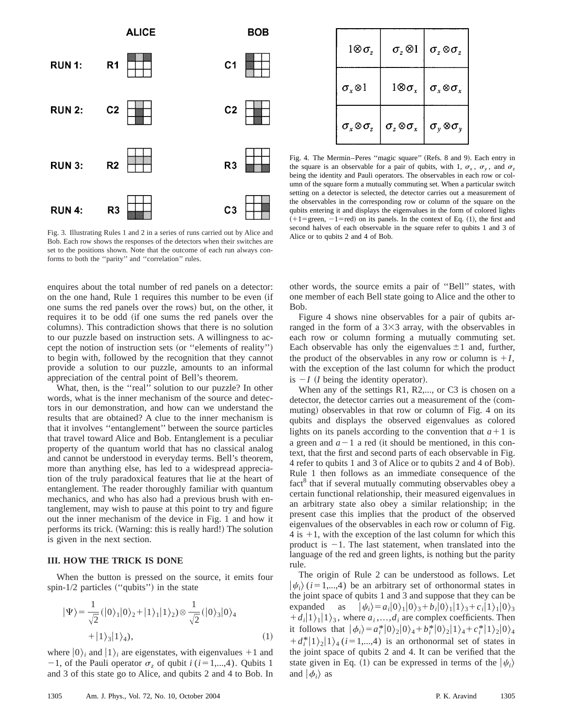| | ALICE | BOB |
|---|---|---|
| RUN 1: | R1 | C1 |
| RUN 2: | C2 | C2 |
| RUN 3: | R2 | R3 |
| RUN 4: | R3 | C3 |

Fig. 3. Illustrating Rules 1 and 2 in a series of runs carried out by Alice and Bob. Each row shows the responses of the detectors when their switches are set to the positions shown. Note that the outcome of each run always conforms to both the "parity" and "correlation" rules.

| | | |
|---|---|---|
| $1\otimes\sigma_z$ | $\sigma_z\otimes 1$ | $\sigma_z\otimes\sigma_z$ |
| $\sigma_x\otimes 1$ | $1\otimes\sigma_x$ | $\sigma_x\otimes\sigma_x$ |
| $\sigma_x\otimes\sigma_z$ | $\sigma_z\otimes\sigma_x$ | $\sigma_y\otimes\sigma_y$ |

Fig. 4. The Mermin–Peres "magic square" (Refs. 8 and 9). Each entry in the square is an observable for a pair of qubits, with 1, $\sigma_x$, $\sigma_y$, and $\sigma_z$ being the identity and Pauli operators. The observables in each row or column of the square form a mutually commuting set. When a particular switch setting on a detector is selected, the detector carries out a measurement of the observables in the corresponding row or column of the square on the qubits entering it and displays the eigenvalues in the form of colored lights (+1=green, −1=red) on its panels. In the context of Eq. (1), the first and second halves of each observable in the square refer to qubits 1 and 3 of Alice or to qubits 2 and 4 of Bob.

enquires about the total number of red panels on a detector: on the one hand, Rule 1 requires this number to be even (if one sums the red panels over the rows) but, on the other, it requires it to be odd (if one sums the red panels over the columns). This contradiction shows that there is no solution to our puzzle based on instruction sets. A willingness to accept the notion of instruction sets (or "elements of reality") to begin with, followed by the recognition that they cannot provide a solution to our puzzle, amounts to an informal appreciation of the central point of Bell's theorem.

What, then, is the "real" solution to our puzzle? In other words, what is the inner mechanism of the source and detectors in our demonstration, and how can we understand the results that are obtained? A clue to the inner mechanism is that it involves "entanglement" between the source particles that travel toward Alice and Bob. Entanglement is a peculiar property of the quantum world that has no classical analog and cannot be understood in everyday terms. Bell's theorem, more than anything else, has led to a widespread appreciation of the truly paradoxical features that lie at the heart of entanglement. The reader thoroughly familiar with quantum mechanics, and who has also had a previous brush with entanglement, may wish to pause at this point to try and figure out the inner mechanism of the device in Fig. 1 and how it performs its trick. (Warning: this is really hard!) The solution is given in the next section.

## III. HOW THE TRICK IS DONE

When the button is pressed on the source, it emits four spin-1/2 particles ("qubits") in the state

$$|\Psi\rangle=\frac{1}{\sqrt{2}}(|0\rangle_1|0\rangle_2+|1\rangle_1|1\rangle_2)\otimes\frac{1}{\sqrt{2}}(|0\rangle_3|0\rangle_4+|1\rangle_3|1\rangle_4),\tag{1}$$

where $|0\rangle_i$ and $|1\rangle_i$ are eigenstates, with eigenvalues +1 and −1, of the Pauli operator $\sigma_z$ of qubit $i$ $(i=1,...,4)$. Qubits 1 and 3 of this state go to Alice, and qubits 2 and 4 to Bob. In other words, the source emits a pair of "Bell" states, with one member of each Bell state going to Alice and the other to Bob.

Figure 4 shows nine observables for a pair of qubits arranged in the form of a 3×3 array, with the observables in each row or column forming a mutually commuting set. Each observable has only the eigenvalues ±1 and, further, the product of the observables in any row or column is $+I$, with the exception of the last column for which the product is $-I$ ($I$ being the identity operator).

When any of the settings R1, R2,..., or C3 is chosen on a detector, the detector carries out a measurement of the (commuting) observables in that row or column of Fig. 4 on its qubits and displays the observed eigenvalues as colored lights on its panels according to the convention that a +1 is a green and a −1 a red (it should be mentioned, in this context, that the first and second parts of each observable in Fig. 4 refer to qubits 1 and 3 of Alice or to qubits 2 and 4 of Bob). Rule 1 then follows as an immediate consequence of the fact[8] that if several mutually commuting observables obey a certain functional relationship, their measured eigenvalues in an arbitrary state also obey a similar relationship; in the present case this implies that the product of the observed eigenvalues of the observables in each row or column of Fig. 4 is +1, with the exception of the last column for which this product is −1. The last statement, when translated into the language of the red and green lights, is nothing but the parity rule.

The origin of Rule 2 can be understood as follows. Let $|\psi_i\rangle$ $(i=1,...,4)$ be an arbitrary set of orthonormal states in the joint space of qubits 1 and 3 and suppose that they can be expanded as $|\psi_i\rangle=a_i|0\rangle_1|0\rangle_3+b_i|0\rangle_1|1\rangle_3+c_i|1\rangle_1|0\rangle_3+d_i|1\rangle_1|1\rangle_3$, where $a_i,\ldots,d_i$ are complex coefficients. Then it follows that $|\phi_i\rangle=a_i^*|0\rangle_2|0\rangle_4+b_i^*|0\rangle_2|1\rangle_4+c_i^*|1\rangle_2|0\rangle_4+d_i^*|1\rangle_2|1\rangle_4$ $(i=1,...,4)$ is an orthonormal set of states in the joint space of qubits 2 and 4. It can be verified that the state given in Eq. (1) can be expressed in terms of the $|\psi_i\rangle$ and $|\phi_i\rangle$ as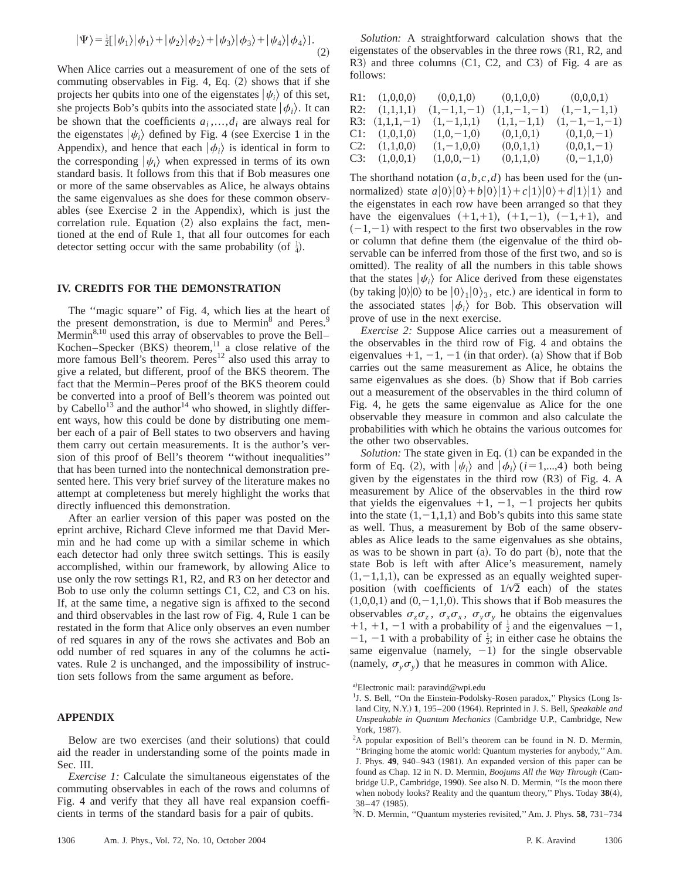$$|\Psi\rangle = \tfrac{1}{2}[|\psi_1\rangle|\phi_1\rangle + |\psi_2\rangle|\phi_2\rangle + |\psi_3\rangle|\phi_3\rangle + |\psi_4\rangle|\phi_4\rangle]. \tag{2}$$

When Alice carries out a measurement of one of the sets of commuting observables in Fig. 4, Eq. (2) shows that if she projects her qubits into one of the eigenstates $|\psi_i\rangle$ of this set, she projects Bob's qubits into the associated state $|\phi_i\rangle$. It can be shown that the coefficients $a_i,\ldots,d_i$ are always real for the eigenstates $|\psi_i\rangle$ defined by Fig. 4 (see Exercise 1 in the Appendix), and hence that each $|\phi_i\rangle$ is identical in form to the corresponding $|\psi_i\rangle$ when expressed in terms of its own standard basis. It follows from this that if Bob measures one or more of the same observables as Alice, he always obtains the same eigenvalues as she does for these common observables (see Exercise 2 in the Appendix), which is just the correlation rule. Equation (2) also explains the fact, mentioned at the end of Rule 1, that all four outcomes for each detector setting occur with the same probability (of $\frac{1}{4}$).

## IV. CREDITS FOR THE DEMONSTRATION

The "magic square" of Fig. 4, which lies at the heart of the present demonstration, is due to Mermin[8] and Peres.[9] Mermin[8,10] used this array of observables to prove the Bell–Kochen–Specker (BKS) theorem,[11] a close relative of the more famous Bell's theorem. Peres[12] also used this array to give a related, but different, proof of the BKS theorem. The fact that the Mermin–Peres proof of the BKS theorem could be converted into a proof of Bell's theorem was pointed out by Cabello[13] and the author[14] who showed, in slightly different ways, how this could be done by distributing one member each of a pair of Bell states to two observers and having them carry out certain measurements. It is the author's version of this proof of Bell's theorem "without inequalities" that has been turned into the nontechnical demonstration presented here. This very brief survey of the literature makes no attempt at completeness but merely highlight the works that directly influenced this demonstration.

After an earlier version of this paper was posted on the eprint archive, Richard Cleve informed me that David Mermin and he had come up with a similar scheme in which each detector had only three switch settings. This is easily accomplished, within our framework, by allowing Alice to use only the row settings R1, R2, and R3 on her detector and Bob to use only the column settings C1, C2, and C3 on his. If, at the same time, a negative sign is affixed to the second and third observables in the last row of Fig. 4, Rule 1 can be restated in the form that Alice only observes an even number of red squares in any of the rows she activates and Bob an odd number of red squares in any of the columns he activates. Rule 2 is unchanged, and the impossibility of instruction sets follows from the same argument as before.

## APPENDIX

Below are two exercises (and their solutions) that could aid the reader in understanding some of the points made in Sec. III.

*Exercise 1:* Calculate the simultaneous eigenstates of the commuting observables in each of the rows and columns of Fig. 4 and verify that they all have real expansion coefficients in terms of the standard basis for a pair of qubits.

*Solution:* A straightforward calculation shows that the eigenstates of the observables in the three rows (R1, R2, and R3) and three columns (C1, C2, and C3) of Fig. 4 are as follows:

| | | | | |
|---|---|---|---|---|
| R1: | (1,0,0,0) | (0,0,1,0) | (0,1,0,0) | (0,0,0,1) |
| R2: | (1,1,1,1) | (1,−1,1,−1) | (1,1,−1,−1) | (1,−1,−1,1) |
| R3: | (1,1,1,−1) | (1,−1,1,1) | (1,1,−1,1) | (1,−1,−1,−1) |
| C1: | (1,0,1,0) | (1,0,−1,0) | (0,1,0,1) | (0,1,0,−1) |
| C2: | (1,1,0,0) | (1,−1,0,0) | (0,0,1,1) | (0,0,1,−1) |
| C3: | (1,0,0,1) | (1,0,0,−1) | (0,1,1,0) | (0,−1,1,0) |

The shorthand notation $(a,b,c,d)$ has been used for the (unnormalized) state $a|0\rangle|0\rangle + b|0\rangle|1\rangle + c|1\rangle|0\rangle + d|1\rangle|1\rangle$ and the eigenstates in each row have been arranged so that they have the eigenvalues $(+1,+1)$, $(+1,-1)$, $(-1,+1)$, and $(-1,-1)$ with respect to the first two observables in the row or column that define them (the eigenvalue of the third observable can be inferred from those of the first two, and so is omitted). The reality of all the numbers in this table shows that the states $|\psi_i\rangle$ for Alice derived from these eigenstates (by taking $|0\rangle|0\rangle$ to be $|0\rangle_1|0\rangle_3$, etc.) are identical in form to the associated states $|\phi_i\rangle$ for Bob. This observation will prove of use in the next exercise.

*Exercise 2:* Suppose Alice carries out a measurement of the observables in the third row of Fig. 4 and obtains the eigenvalues $+1$, $-1$, $-1$ (in that order). (a) Show that if Bob carries out the same measurement as Alice, he obtains the same eigenvalues as she does. (b) Show that if Bob carries out a measurement of the observables in the third column of Fig. 4, he gets the same eigenvalue as Alice for the one observable they measure in common and also calculate the probabilities with which he obtains the various outcomes for the other two observables.

*Solution:* The state given in Eq. (1) can be expanded in the form of Eq. (2), with $|\psi_i\rangle$ and $|\phi_i\rangle$ $(i=1,\ldots,4)$ both being given by the eigenstates in the third row (R3) of Fig. 4. A measurement by Alice of the observables in the third row that yields the eigenvalues $+1$, $-1$, $-1$ projects her qubits into the state $(1,-1,1,1)$ and Bob's qubits into this same state as well. Thus, a measurement by Bob of the same observables as Alice leads to the same eigenvalues as she obtains, as was to be shown in part (a). To do part (b), note that the state Bob is left with after Alice's measurement, namely $(1,-1,1,1)$, can be expressed as an equally weighted superposition (with coefficients of $1/\sqrt{2}$ each) of the states $(1,0,0,1)$ and $(0,-1,1,0)$. This shows that if Bob measures the observables $\sigma_z\sigma_z$, $\sigma_x\sigma_x$, $\sigma_y\sigma_y$ he obtains the eigenvalues $+1$, $+1$, $-1$ with a probability of $\frac{1}{2}$ and the eigenvalues $-1$, $-1$, $-1$ with a probability of $\frac{1}{2}$; in either case he obtains the same eigenvalue (namely, $-1$) for the single observable (namely, $\sigma_y\sigma_y$) that he measures in common with Alice.

[a]Electronic mail: paravind@wpi.edu

[1]J. S. Bell, "On the Einstein-Podolsky-Rosen paradox," Physics (Long Island City, N.Y.) **1**, 195–200 (1964). Reprinted in J. S. Bell, *Speakable and Unspeakable in Quantum Mechanics* (Cambridge U.P., Cambridge, New York, 1987).

[2]A popular exposition of Bell's theorem can be found in N. D. Mermin, "Bringing home the atomic world: Quantum mysteries for anybody," Am. J. Phys. **49**, 940–943 (1981). An expanded version of this paper can be found as Chap. 12 in N. D. Mermin, *Boojums All the Way Through* (Cambridge U.P., Cambridge, 1990). See also N. D. Mermin, "Is the moon there when nobody looks? Reality and the quantum theory," Phys. Today **38**(4), 38–47 (1985).

[3]N. D. Mermin, "Quantum mysteries revisited," Am. J. Phys. **58**, 731–734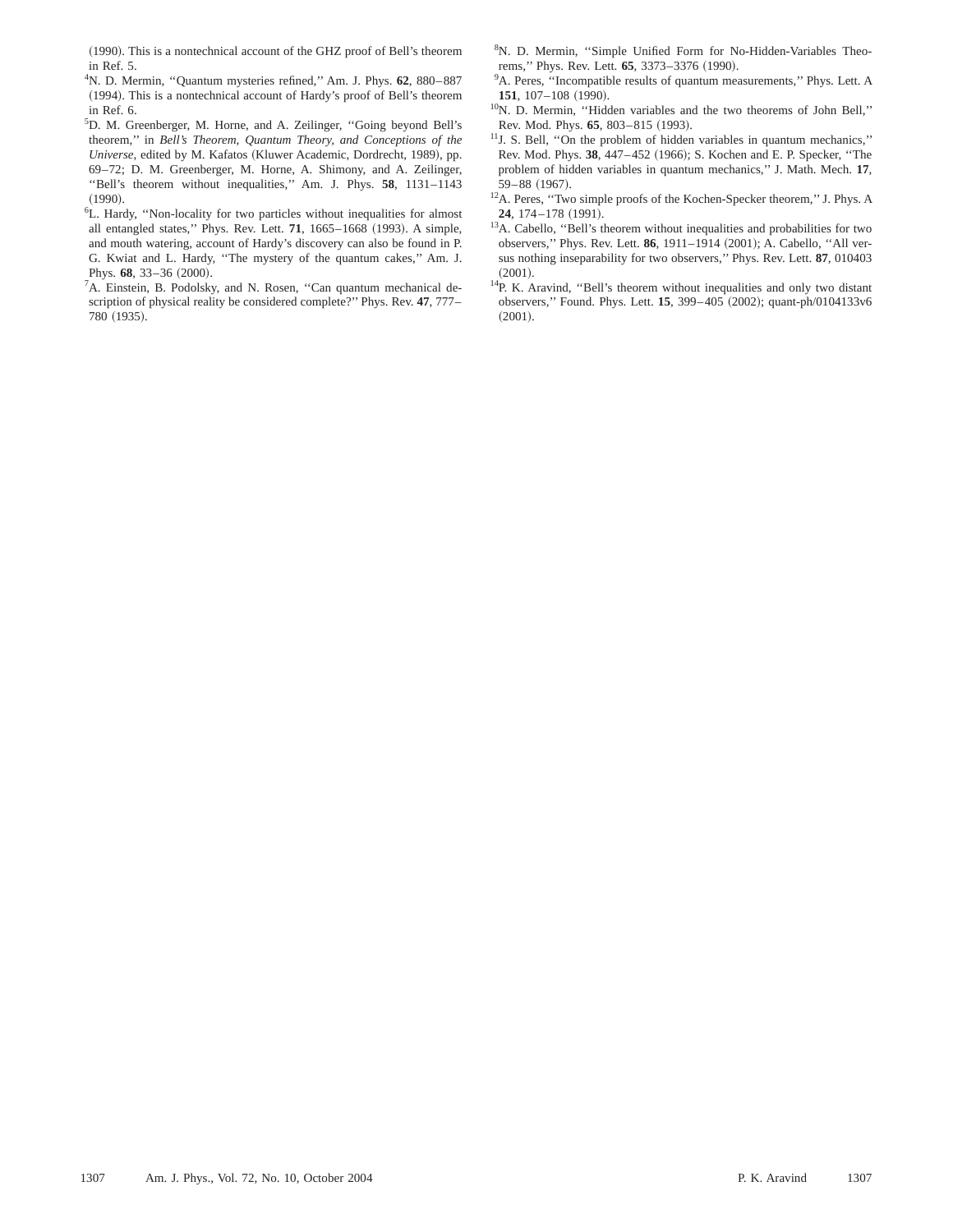(1990). This is a nontechnical account of the GHZ proof of Bell's theorem in Ref. 5.

[4]N. D. Mermin, ''Quantum mysteries refined,'' Am. J. Phys. **62**, 880–887 (1994). This is a nontechnical account of Hardy's proof of Bell's theorem in Ref. 6.

[5]D. M. Greenberger, M. Horne, and A. Zeilinger, ''Going beyond Bell's theorem,'' in *Bell's Theorem, Quantum Theory, and Conceptions of the Universe*, edited by M. Kafatos (Kluwer Academic, Dordrecht, 1989), pp. 69–72; D. M. Greenberger, M. Horne, A. Shimony, and A. Zeilinger, ''Bell's theorem without inequalities,'' Am. J. Phys. **58**, 1131–1143 (1990).

[6]L. Hardy, ''Non-locality for two particles without inequalities for almost all entangled states,'' Phys. Rev. Lett. **71**, 1665–1668 (1993). A simple, and mouth watering, account of Hardy's discovery can also be found in P. G. Kwiat and L. Hardy, ''The mystery of the quantum cakes,'' Am. J. Phys. **68**, 33–36 (2000).

[7]A. Einstein, B. Podolsky, and N. Rosen, ''Can quantum mechanical description of physical reality be considered complete?'' Phys. Rev. **47**, 777–780 (1935).

[8]N. D. Mermin, ''Simple Unified Form for No-Hidden-Variables Theorems,'' Phys. Rev. Lett. **65**, 3373–3376 (1990).

[9]A. Peres, ''Incompatible results of quantum measurements,'' Phys. Lett. A **151**, 107–108 (1990).

[10]N. D. Mermin, ''Hidden variables and the two theorems of John Bell,'' Rev. Mod. Phys. **65**, 803–815 (1993).

[11]J. S. Bell, ''On the problem of hidden variables in quantum mechanics,'' Rev. Mod. Phys. **38**, 447–452 (1966); S. Kochen and E. P. Specker, ''The problem of hidden variables in quantum mechanics,'' J. Math. Mech. **17**, 59–88 (1967).

[12]A. Peres, ''Two simple proofs of the Kochen-Specker theorem,'' J. Phys. A **24**, 174–178 (1991).

[13]A. Cabello, ''Bell's theorem without inequalities and probabilities for two observers,'' Phys. Rev. Lett. **86**, 1911–1914 (2001); A. Cabello, ''All versus nothing inseparability for two observers,'' Phys. Rev. Lett. **87**, 010403 (2001).

[14]P. K. Aravind, ''Bell's theorem without inequalities and only two distant observers,'' Found. Phys. Lett. **15**, 399–405 (2002); quant-ph/0104133v6 (2001).